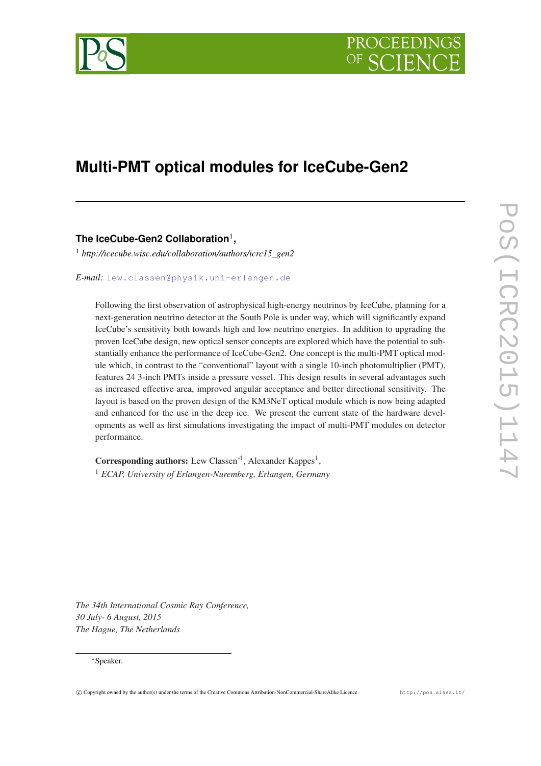# Multi-PMT optical modules for IceCube-Gen2

**The IceCube-Gen2 Collaboration**[1],

[1] *http://icecube.wisc.edu/collaboration/authors/icrc15_gen2*

*E-mail:* lew.classen@physik.uni-erlangen.de

Following the first observation of astrophysical high-energy neutrinos by IceCube, planning for a next-generation neutrino detector at the South Pole is under way, which will significantly expand IceCube's sensitivity both towards high and low neutrino energies. In addition to upgrading the proven IceCube design, new optical sensor concepts are explored which have the potential to substantially enhance the performance of IceCube-Gen2. One concept is the multi-PMT optical module which, in contrast to the "conventional" layout with a single 10-inch photomultiplier (PMT), features 24 3-inch PMTs inside a pressure vessel. This design results in several advantages such as increased effective area, improved angular acceptance and better directional sensitivity. The layout is based on the proven design of the KM3NeT optical module which is now being adapted and enhanced for the use in the deep ice. We present the current state of the hardware developments as well as first simulations investigating the impact of multi-PMT modules on detector performance.

**Corresponding authors:** Lew Classen[*1], Alexander Kappes[1],

[1] *ECAP, University of Erlangen-Nuremberg, Erlangen, Germany*

*The 34th International Cosmic Ray Conference,*
*30 July- 6 August, 2015*
*The Hague, The Netherlands*

[*] Speaker.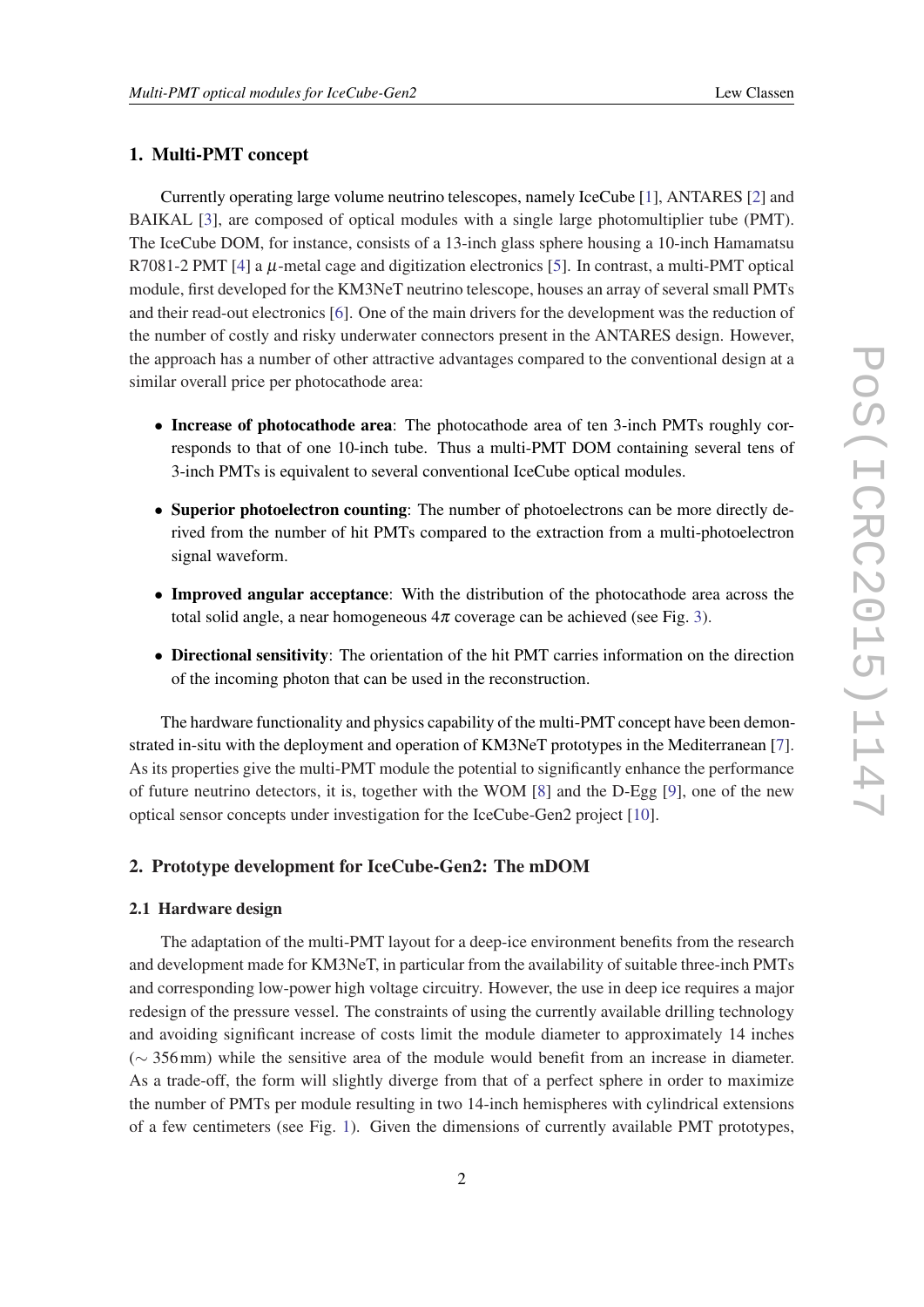## 1. Multi-PMT concept

Currently operating large volume neutrino telescopes, namely IceCube [1], ANTARES [2] and BAIKAL [3], are composed of optical modules with a single large photomultiplier tube (PMT). The IceCube DOM, for instance, consists of a 13-inch glass sphere housing a 10-inch Hamamatsu R7081-2 PMT [4] a $\mu$-metal cage and digitization electronics [5]. In contrast, a multi-PMT optical module, first developed for the KM3NeT neutrino telescope, houses an array of several small PMTs and their read-out electronics [6]. One of the main drivers for the development was the reduction of the number of costly and risky underwater connectors present in the ANTARES design. However, the approach has a number of other attractive advantages compared to the conventional design at a similar overall price per photocathode area:

- **Increase of photocathode area**: The photocathode area of ten 3-inch PMTs roughly corresponds to that of one 10-inch tube. Thus a multi-PMT DOM containing several tens of 3-inch PMTs is equivalent to several conventional IceCube optical modules.
- **Superior photoelectron counting**: The number of photoelectrons can be more directly derived from the number of hit PMTs compared to the extraction from a multi-photoelectron signal waveform.
- **Improved angular acceptance**: With the distribution of the photocathode area across the total solid angle, a near homogeneous $4\pi$ coverage can be achieved (see Fig. 3).
- **Directional sensitivity**: The orientation of the hit PMT carries information on the direction of the incoming photon that can be used in the reconstruction.

The hardware functionality and physics capability of the multi-PMT concept have been demonstrated in-situ with the deployment and operation of KM3NeT prototypes in the Mediterranean [7]. As its properties give the multi-PMT module the potential to significantly enhance the performance of future neutrino detectors, it is, together with the WOM [8] and the D-Egg [9], one of the new optical sensor concepts under investigation for the IceCube-Gen2 project [10].

## 2. Prototype development for IceCube-Gen2: The mDOM

### 2.1 Hardware design

The adaptation of the multi-PMT layout for a deep-ice environment benefits from the research and development made for KM3NeT, in particular from the availability of suitable three-inch PMTs and corresponding low-power high voltage circuitry. However, the use in deep ice requires a major redesign of the pressure vessel. The constraints of using the currently available drilling technology and avoiding significant increase of costs limit the module diameter to approximately 14 inches ($\sim$ 356 mm) while the sensitive area of the module would benefit from an increase in diameter. As a trade-off, the form will slightly diverge from that of a perfect sphere in order to maximize the number of PMTs per module resulting in two 14-inch hemispheres with cylindrical extensions of a few centimeters (see Fig. 1). Given the dimensions of currently available PMT prototypes,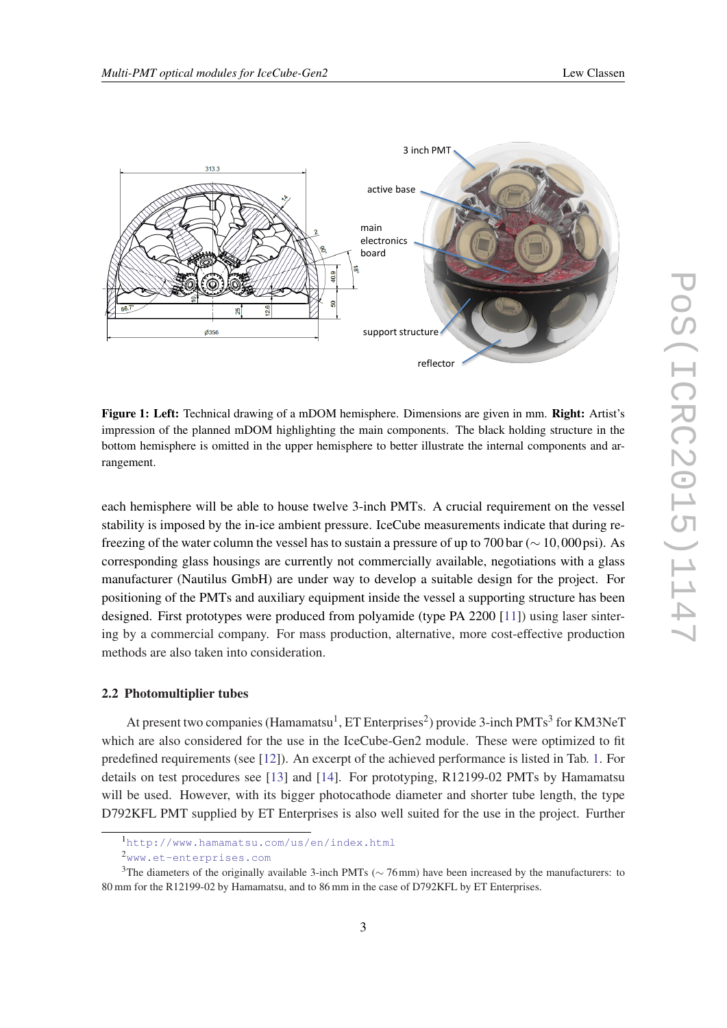**Figure 1: Left:** Technical drawing of a mDOM hemisphere. Dimensions are given in mm. **Right:** Artist's impression of the planned mDOM highlighting the main components. The black holding structure in the bottom hemisphere is omitted in the upper hemisphere to better illustrate the internal components and arrangement.

each hemisphere will be able to house twelve 3-inch PMTs. A crucial requirement on the vessel stability is imposed by the in-ice ambient pressure. IceCube measurements indicate that during refreezing of the water column the vessel has to sustain a pressure of up to 700 bar ($\sim 10,000$ psi). As corresponding glass housings are currently not commercially available, negotiations with a glass manufacturer (Nautilus GmbH) are under way to develop a suitable design for the project. For positioning of the PMTs and auxiliary equipment inside the vessel a supporting structure has been designed. First prototypes were produced from polyamide (type PA 2200 [11]) using laser sintering by a commercial company. For mass production, alternative, more cost-effective production methods are also taken into consideration.

### 2.2 Photomultiplier tubes

At present two companies (Hamamatsu[1], ET Enterprises[2]) provide 3-inch PMTs[3] for KM3NeT which are also considered for the use in the IceCube-Gen2 module. These were optimized to fit predefined requirements (see [12]). An excerpt of the achieved performance is listed in Tab. 1. For details on test procedures see [13] and [14]. For prototyping, R12199-02 PMTs by Hamamatsu will be used. However, with its bigger photocathode diameter and shorter tube length, the type D792KFL PMT supplied by ET Enterprises is also well suited for the use in the project. Further

---

[1] http://www.hamamatsu.com/us/en/index.html

[2] www.et-enterprises.com

[3] The diameters of the originally available 3-inch PMTs ($\sim 76$ mm) have been increased by the manufacturers: to 80 mm for the R12199-02 by Hamamatsu, and to 86 mm in the case of D792KFL by ET Enterprises.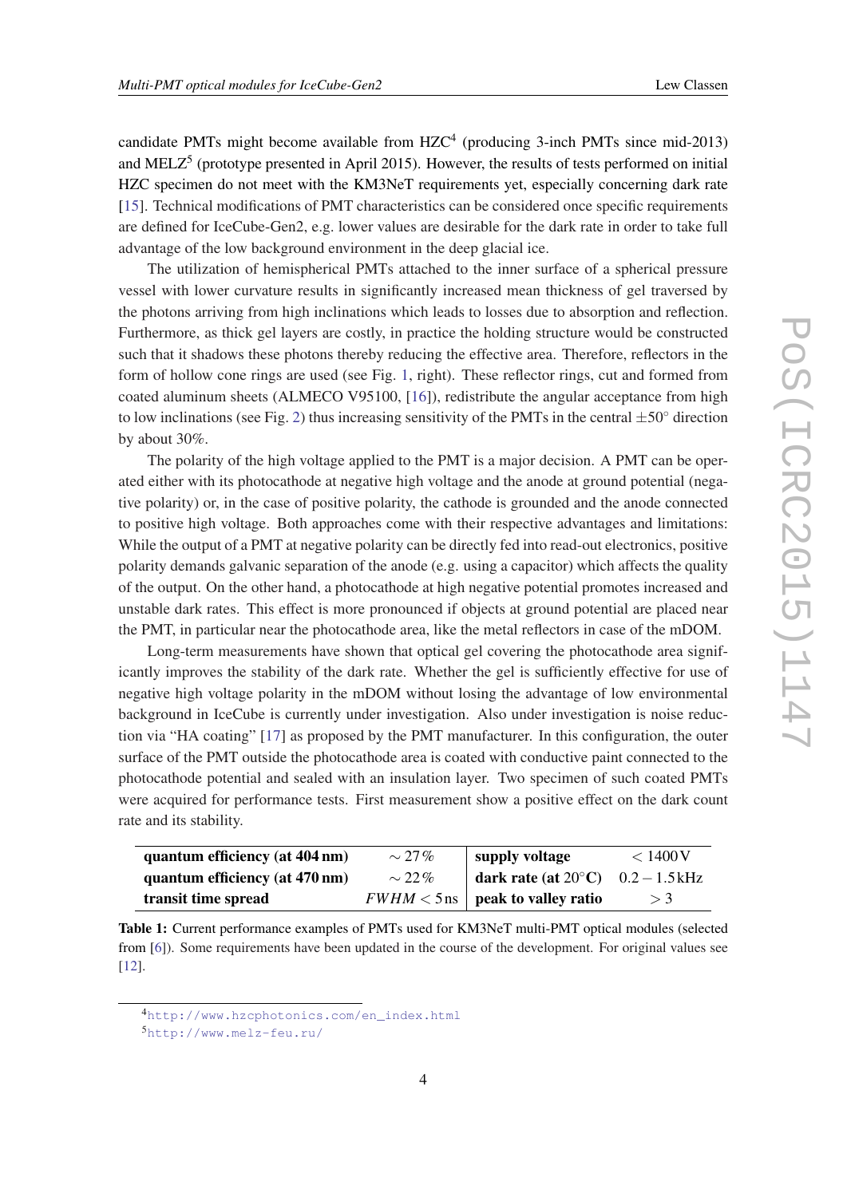candidate PMTs might become available from HZC[4] (producing 3-inch PMTs since mid-2013) and MELZ[5] (prototype presented in April 2015). However, the results of tests performed on initial HZC specimen do not meet with the KM3NeT requirements yet, especially concerning dark rate [15]. Technical modifications of PMT characteristics can be considered once specific requirements are defined for IceCube-Gen2, e.g. lower values are desirable for the dark rate in order to take full advantage of the low background environment in the deep glacial ice.

The utilization of hemispherical PMTs attached to the inner surface of a spherical pressure vessel with lower curvature results in significantly increased mean thickness of gel traversed by the photons arriving from high inclinations which leads to losses due to absorption and reflection. Furthermore, as thick gel layers are costly, in practice the holding structure would be constructed such that it shadows these photons thereby reducing the effective area. Therefore, reflectors in the form of hollow cone rings are used (see Fig. 1, right). These reflector rings, cut and formed from coated aluminum sheets (ALMECO V95100, [16]), redistribute the angular acceptance from high to low inclinations (see Fig. 2) thus increasing sensitivity of the PMTs in the central $\pm 50^\circ$ direction by about 30%.

The polarity of the high voltage applied to the PMT is a major decision. A PMT can be operated either with its photocathode at negative high voltage and the anode at ground potential (negative polarity) or, in the case of positive polarity, the cathode is grounded and the anode connected to positive high voltage. Both approaches come with their respective advantages and limitations: While the output of a PMT at negative polarity can be directly fed into read-out electronics, positive polarity demands galvanic separation of the anode (e.g. using a capacitor) which affects the quality of the output. On the other hand, a photocathode at high negative potential promotes increased and unstable dark rates. This effect is more pronounced if objects at ground potential are placed near the PMT, in particular near the photocathode area, like the metal reflectors in case of the mDOM.

Long-term measurements have shown that optical gel covering the photocathode area significantly improves the stability of the dark rate. Whether the gel is sufficiently effective for use of negative high voltage polarity in the mDOM without losing the advantage of low environmental background in IceCube is currently under investigation. Also under investigation is noise reduction via "HA coating" [17] as proposed by the PMT manufacturer. In this configuration, the outer surface of the PMT outside the photocathode area is coated with conductive paint connected to the photocathode potential and sealed with an insulation layer. Two specimen of such coated PMTs were acquired for performance tests. First measurement show a positive effect on the dark count rate and its stability.

| | | | |
|---|---|---|---|
| **quantum efficiency (at 404 nm)** | $\sim 27\,\%$ | **supply voltage** | $< 1400\,\mathrm{V}$ |
| **quantum efficiency (at 470 nm)** | $\sim 22\,\%$ | **dark rate (at 20°C)** | $0.2 - 1.5\,\mathrm{kHz}$ |
| **transit time spread** | $FWHM < 5\,\mathrm{ns}$ | **peak to valley ratio** | $> 3$ |

**Table 1:** Current performance examples of PMTs used for KM3NeT multi-PMT optical modules (selected from [6]). Some requirements have been updated in the course of the development. For original values see [12].

[4] http://www.hzcphotonics.com/en_index.html

[5] http://www.melz-feu.ru/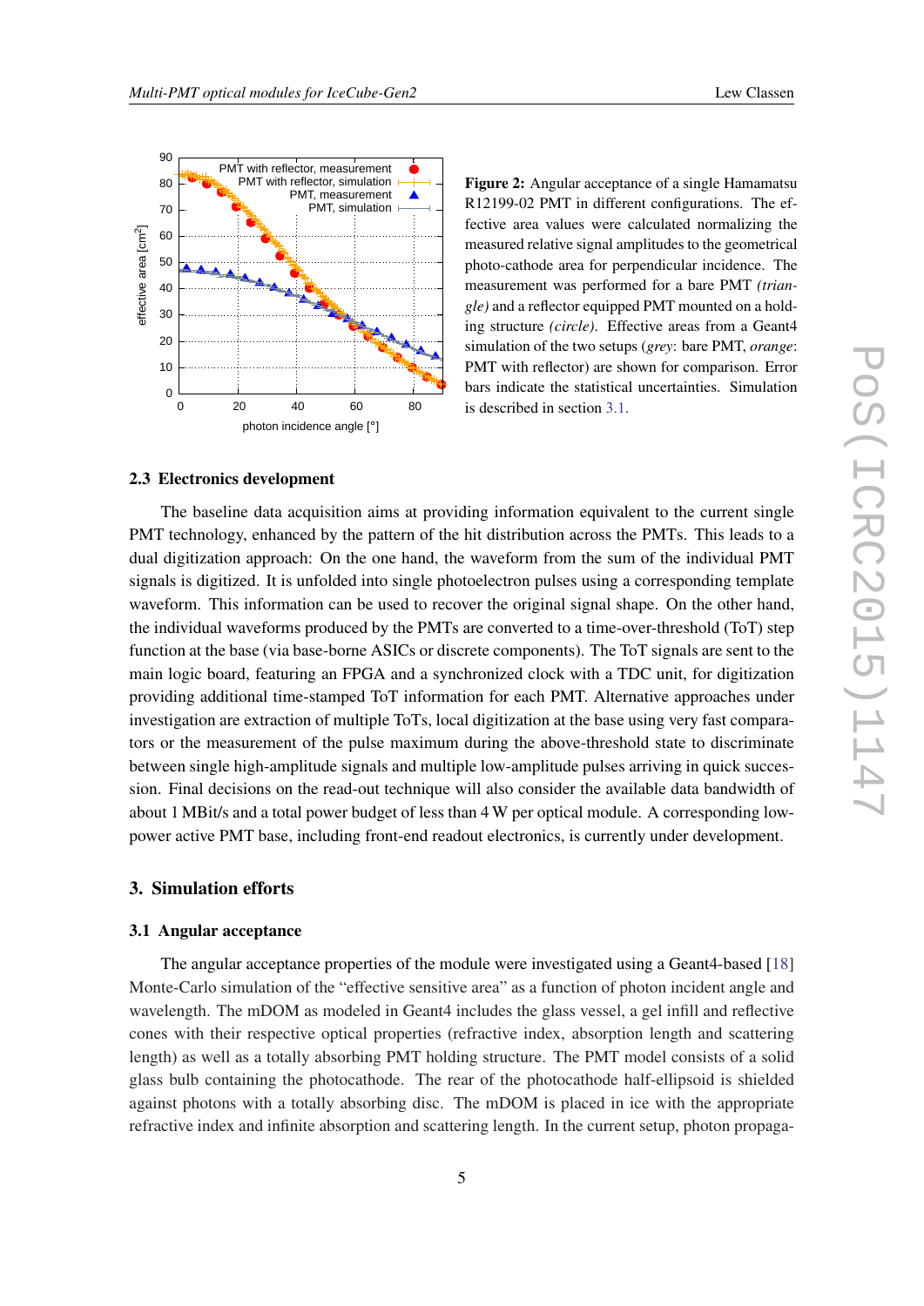**Figure 2:** Angular acceptance of a single Hamamatsu R12199-02 PMT in different configurations. The effective area values were calculated normalizing the measured relative signal amplitudes to the geometrical photo-cathode area for perpendicular incidence. The measurement was performed for a bare PMT *(triangle)* and a reflector equipped PMT mounted on a holding structure *(circle)*. Effective areas from a Geant4 simulation of the two setups (*grey*: bare PMT, *orange*: PMT with reflector) are shown for comparison. Error bars indicate the statistical uncertainties. Simulation is described in section 3.1.

### 2.3 Electronics development

The baseline data acquisition aims at providing information equivalent to the current single PMT technology, enhanced by the pattern of the hit distribution across the PMTs. This leads to a dual digitization approach: On the one hand, the waveform from the sum of the individual PMT signals is digitized. It is unfolded into single photoelectron pulses using a corresponding template waveform. This information can be used to recover the original signal shape. On the other hand, the individual waveforms produced by the PMTs are converted to a time-over-threshold (ToT) step function at the base (via base-borne ASICs or discrete components). The ToT signals are sent to the main logic board, featuring an FPGA and a synchronized clock with a TDC unit, for digitization providing additional time-stamped ToT information for each PMT. Alternative approaches under investigation are extraction of multiple ToTs, local digitization at the base using very fast comparators or the measurement of the pulse maximum during the above-threshold state to discriminate between single high-amplitude signals and multiple low-amplitude pulses arriving in quick succession. Final decisions on the read-out technique will also consider the available data bandwidth of about 1 MBit/s and a total power budget of less than 4 W per optical module. A corresponding low-power active PMT base, including front-end readout electronics, is currently under development.

## 3. Simulation efforts

### 3.1 Angular acceptance

The angular acceptance properties of the module were investigated using a Geant4-based [18] Monte-Carlo simulation of the "effective sensitive area" as a function of photon incident angle and wavelength. The mDOM as modeled in Geant4 includes the glass vessel, a gel infill and reflective cones with their respective optical properties (refractive index, absorption length and scattering length) as well as a totally absorbing PMT holding structure. The PMT model consists of a solid glass bulb containing the photocathode. The rear of the photocathode half-ellipsoid is shielded against photons with a totally absorbing disc. The mDOM is placed in ice with the appropriate refractive index and infinite absorption and scattering length. In the current setup, photon propaga-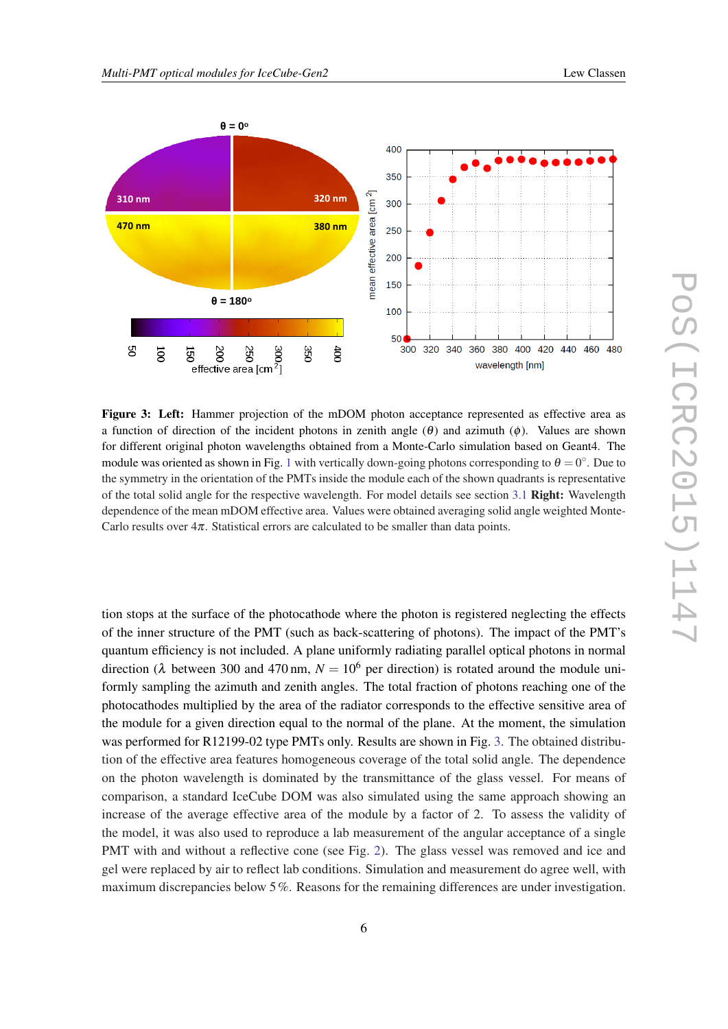**Figure 3: Left:** Hammer projection of the mDOM photon acceptance represented as effective area as a function of direction of the incident photons in zenith angle ($\theta$) and azimuth ($\phi$). Values are shown for different original photon wavelengths obtained from a Monte-Carlo simulation based on Geant4. The module was oriented as shown in Fig. 1 with vertically down-going photons corresponding to $\theta = 0^{\circ}$. Due to the symmetry in the orientation of the PMTs inside the module each of the shown quadrants is representative of the total solid angle for the respective wavelength. For model details see section 3.1 **Right:** Wavelength dependence of the mean mDOM effective area. Values were obtained averaging solid angle weighted Monte-Carlo results over $4\pi$. Statistical errors are calculated to be smaller than data points.

tion stops at the surface of the photocathode where the photon is registered neglecting the effects of the inner structure of the PMT (such as back-scattering of photons). The impact of the PMT's quantum efficiency is not included. A plane uniformly radiating parallel optical photons in normal direction ($\lambda$ between 300 and 470 nm, $N = 10^{6}$ per direction) is rotated around the module uniformly sampling the azimuth and zenith angles. The total fraction of photons reaching one of the photocathodes multiplied by the area of the radiator corresponds to the effective sensitive area of the module for a given direction equal to the normal of the plane. At the moment, the simulation was performed for R12199-02 type PMTs only. Results are shown in Fig. 3. The obtained distribution of the effective area features homogeneous coverage of the total solid angle. The dependence on the photon wavelength is dominated by the transmittance of the glass vessel. For means of comparison, a standard IceCube DOM was also simulated using the same approach showing an increase of the average effective area of the module by a factor of 2. To assess the validity of the model, it was also used to reproduce a lab measurement of the angular acceptance of a single PMT with and without a reflective cone (see Fig. 2). The glass vessel was removed and ice and gel were replaced by air to reflect lab conditions. Simulation and measurement do agree well, with maximum discrepancies below 5 %. Reasons for the remaining differences are under investigation.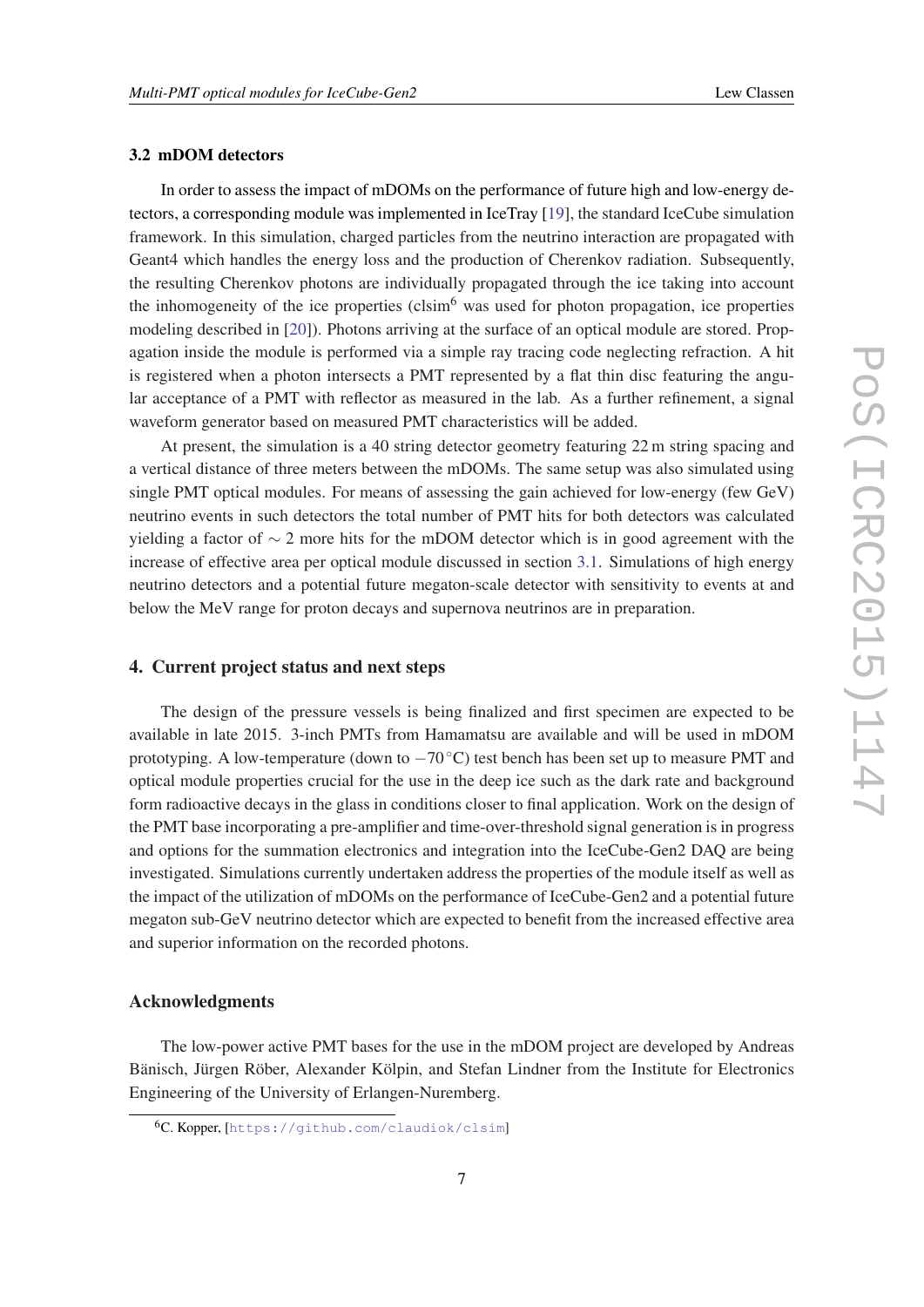### 3.2 mDOM detectors

In order to assess the impact of mDOMs on the performance of future high and low-energy detectors, a corresponding module was implemented in IceTray [19], the standard IceCube simulation framework. In this simulation, charged particles from the neutrino interaction are propagated with Geant4 which handles the energy loss and the production of Cherenkov radiation. Subsequently, the resulting Cherenkov photons are individually propagated through the ice taking into account the inhomogeneity of the ice properties (clsim[6] was used for photon propagation, ice properties modeling described in [20]). Photons arriving at the surface of an optical module are stored. Propagation inside the module is performed via a simple ray tracing code neglecting refraction. A hit is registered when a photon intersects a PMT represented by a flat thin disc featuring the angular acceptance of a PMT with reflector as measured in the lab. As a further refinement, a signal waveform generator based on measured PMT characteristics will be added.

At present, the simulation is a 40 string detector geometry featuring 22 m string spacing and a vertical distance of three meters between the mDOMs. The same setup was also simulated using single PMT optical modules. For means of assessing the gain achieved for low-energy (few GeV) neutrino events in such detectors the total number of PMT hits for both detectors was calculated yielding a factor of $\sim 2$ more hits for the mDOM detector which is in good agreement with the increase of effective area per optical module discussed in section 3.1. Simulations of high energy neutrino detectors and a potential future megaton-scale detector with sensitivity to events at and below the MeV range for proton decays and supernova neutrinos are in preparation.

## 4. Current project status and next steps

The design of the pressure vessels is being finalized and first specimen are expected to be available in late 2015. 3-inch PMTs from Hamamatsu are available and will be used in mDOM prototyping. A low-temperature (down to $-70\,^{\circ}$C) test bench has been set up to measure PMT and optical module properties crucial for the use in the deep ice such as the dark rate and background form radioactive decays in the glass in conditions closer to final application. Work on the design of the PMT base incorporating a pre-amplifier and time-over-threshold signal generation is in progress and options for the summation electronics and integration into the IceCube-Gen2 DAQ are being investigated. Simulations currently undertaken address the properties of the module itself as well as the impact of the utilization of mDOMs on the performance of IceCube-Gen2 and a potential future megaton sub-GeV neutrino detector which are expected to benefit from the increased effective area and superior information on the recorded photons.

## Acknowledgments

The low-power active PMT bases for the use in the mDOM project are developed by Andreas Bänisch, Jürgen Röber, Alexander Kölpin, and Stefan Lindner from the Institute for Electronics Engineering of the University of Erlangen-Nuremberg.

[6] C. Kopper, [https://github.com/claudiok/clsim]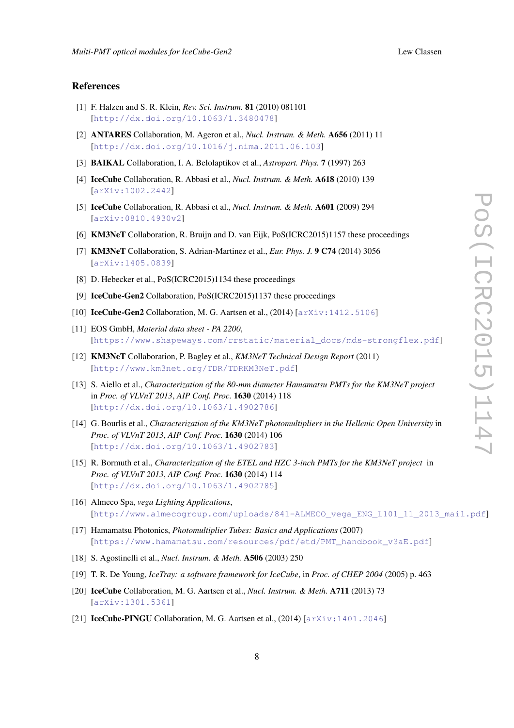## References

[1] F. Halzen and S. R. Klein, *Rev. Sci. Instrum.* **81** (2010) 081101 [http://dx.doi.org/10.1063/1.3480478]

[2] **ANTARES** Collaboration, M. Ageron et al., *Nucl. Instrum. & Meth.* **A656** (2011) 11 [http://dx.doi.org/10.1016/j.nima.2011.06.103]

[3] **BAIKAL** Collaboration, I. A. Belolaptikov et al., *Astropart. Phys.* **7** (1997) 263

[4] **IceCube** Collaboration, R. Abbasi et al., *Nucl. Instrum. & Meth.* **A618** (2010) 139 [arXiv:1002.2442]

[5] **IceCube** Collaboration, R. Abbasi et al., *Nucl. Instrum. & Meth.* **A601** (2009) 294 [arXiv:0810.4930v2]

[6] **KM3NeT** Collaboration, R. Bruijn and D. van Eijk, PoS(ICRC2015)1157 these proceedings

[7] **KM3NeT** Collaboration, S. Adrian-Martinez et al., *Eur. Phys. J.* **9 C74** (2014) 3056 [arXiv:1405.0839]

[8] D. Hebecker et al., PoS(ICRC2015)1134 these proceedings

[9] **IceCube-Gen2** Collaboration, PoS(ICRC2015)1137 these proceedings

[10] **IceCube-Gen2** Collaboration, M. G. Aartsen et al., (2014) [arXiv:1412.5106]

[11] EOS GmbH, *Material data sheet - PA 2200*, [https://www.shapeways.com/rrstatic/material_docs/mds-strongflex.pdf]

[12] **KM3NeT** Collaboration, P. Bagley et al., *KM3NeT Technical Design Report* (2011) [http://www.km3net.org/TDR/TDRKM3NeT.pdf]

[13] S. Aiello et al., *Characterization of the 80-mm diameter Hamamatsu PMTs for the KM3NeT project* in *Proc. of VLVnT 2013*, *AIP Conf. Proc.* **1630** (2014) 118 [http://dx.doi.org/10.1063/1.4902786]

[14] G. Bourlis et al., *Characterization of the KM3NeT photomultipliers in the Hellenic Open University* in *Proc. of VLVnT 2013*, *AIP Conf. Proc.* **1630** (2014) 106 [http://dx.doi.org/10.1063/1.4902783]

[15] R. Bormuth et al., *Characterization of the ETEL and HZC 3-inch PMTs for the KM3NeT project* in *Proc. of VLVnT 2013*, *AIP Conf. Proc.* **1630** (2014) 114 [http://dx.doi.org/10.1063/1.4902785]

[16] Almeco Spa, *vega Lighting Applications*, [http://www.almecogroup.com/uploads/841-ALMECO_vega_ENG_L101_11_2013_mail.pdf]

[17] Hamamatsu Photonics, *Photomultiplier Tubes: Basics and Applications* (2007) [https://www.hamamatsu.com/resources/pdf/etd/PMT_handbook_v3aE.pdf]

[18] S. Agostinelli et al., *Nucl. Instrum. & Meth.* **A506** (2003) 250

[19] T. R. De Young, *IceTray: a software framework for IceCube*, in *Proc. of CHEP 2004* (2005) p. 463

[20] **IceCube** Collaboration, M. G. Aartsen et al., *Nucl. Instrum. & Meth.* **A711** (2013) 73 [arXiv:1301.5361]

[21] **IceCube-PINGU** Collaboration, M. G. Aartsen et al., (2014) [arXiv:1401.2046]